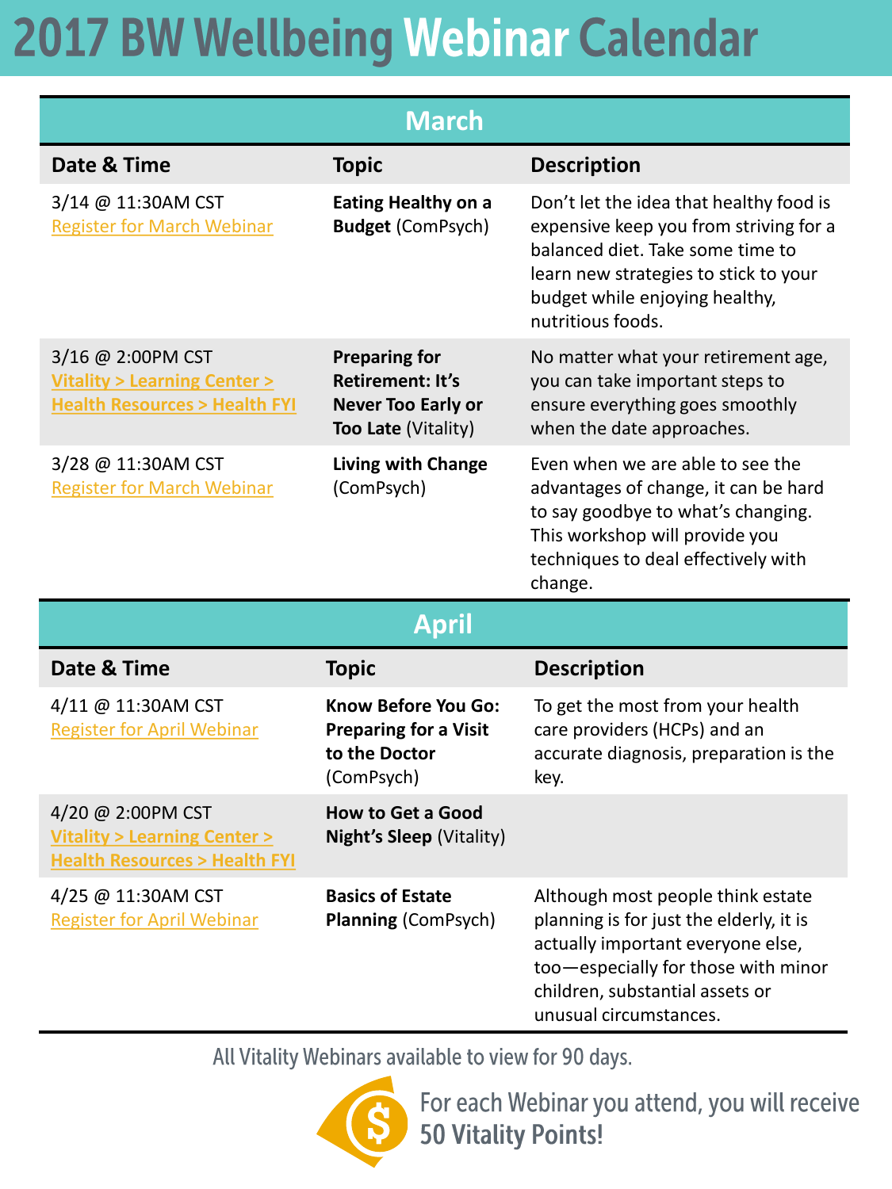# 2017 BW Wellbeing Webinar Calendar

## March

| Date & Time | Topic | Description |
|---|---|---|
| 3/14 @ 11:30AM CST<br>Register for March Webinar | **Eating Healthy on a Budget** (ComPsych) | Don't let the idea that healthy food is expensive keep you from striving for a balanced diet. Take some time to learn new strategies to stick to your budget while enjoying healthy, nutritious foods. |
| 3/16 @ 2:00PM CST<br>**Vitality > Learning Center > Health Resources > Health FYI** | **Preparing for Retirement: It's Never Too Early or Too Late** (Vitality) | No matter what your retirement age, you can take important steps to ensure everything goes smoothly when the date approaches. |
| 3/28 @ 11:30AM CST<br>Register for March Webinar | **Living with Change** (ComPsych) | Even when we are able to see the advantages of change, it can be hard to say goodbye to what's changing. This workshop will provide you techniques to deal effectively with change. |

## April

| Date & Time | Topic | Description |
|---|---|---|
| 4/11 @ 11:30AM CST<br>Register for April Webinar | **Know Before You Go: Preparing for a Visit to the Doctor** (ComPsych) | To get the most from your health care providers (HCPs) and an accurate diagnosis, preparation is the key. |
| 4/20 @ 2:00PM CST<br>**Vitality > Learning Center > Health Resources > Health FYI** | **How to Get a Good Night's Sleep** (Vitality) | |
| 4/25 @ 11:30AM CST<br>Register for April Webinar | **Basics of Estate Planning** (ComPsych) | Although most people think estate planning is for just the elderly, it is actually important everyone else, too—especially for those with minor children, substantial assets or unusual circumstances. |

All Vitality Webinars available to view for 90 days.

For each Webinar you attend, you will receive **50 Vitality Points!**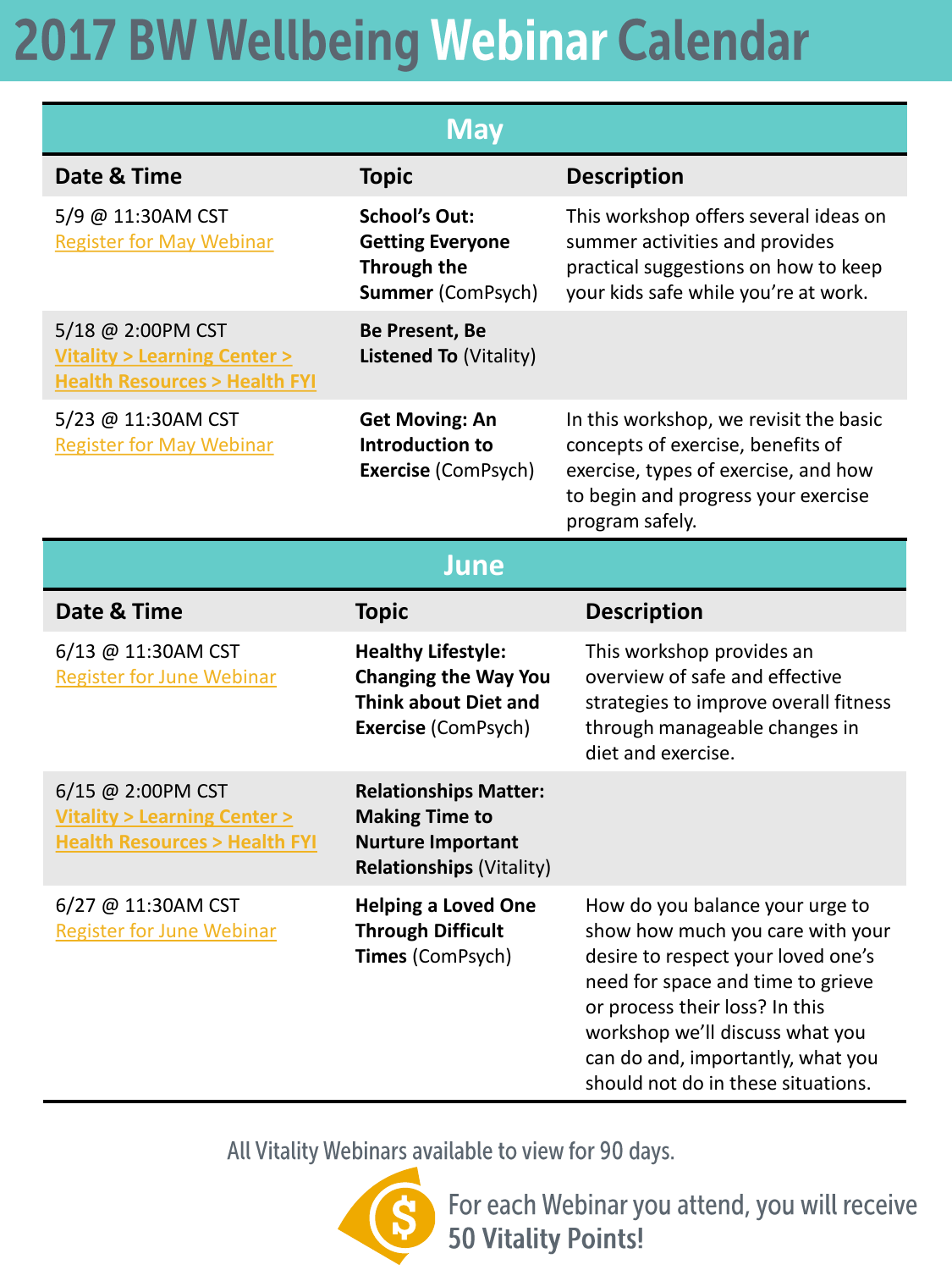# 2017 BW Wellbeing Webinar Calendar

## May

| Date & Time | Topic | Description |
|---|---|---|
| 5/9 @ 11:30AM CST<br>Register for May Webinar | **School's Out: Getting Everyone Through the Summer** (ComPsych) | This workshop offers several ideas on summer activities and provides practical suggestions on how to keep your kids safe while you're at work. |
| 5/18 @ 2:00PM CST<br>**Vitality > Learning Center > Health Resources > Health FYI** | **Be Present, Be Listened To** (Vitality) | |
| 5/23 @ 11:30AM CST<br>Register for May Webinar | **Get Moving: An Introduction to Exercise** (ComPsych) | In this workshop, we revisit the basic concepts of exercise, benefits of exercise, types of exercise, and how to begin and progress your exercise program safely. |

## June

| Date & Time | Topic | Description |
|---|---|---|
| 6/13 @ 11:30AM CST<br>Register for June Webinar | **Healthy Lifestyle: Changing the Way You Think about Diet and Exercise** (ComPsych) | This workshop provides an overview of safe and effective strategies to improve overall fitness through manageable changes in diet and exercise. |
| 6/15 @ 2:00PM CST<br>**Vitality > Learning Center > Health Resources > Health FYI** | **Relationships Matter: Making Time to Nurture Important Relationships** (Vitality) | |
| 6/27 @ 11:30AM CST<br>Register for June Webinar | **Helping a Loved One Through Difficult Times** (ComPsych) | How do you balance your urge to show how much you care with your desire to respect your loved one's need for space and time to grieve or process their loss? In this workshop we'll discuss what you can do and, importantly, what you should not do in these situations. |

All Vitality Webinars available to view for 90 days.

For each Webinar you attend, you will receive **50 Vitality Points!**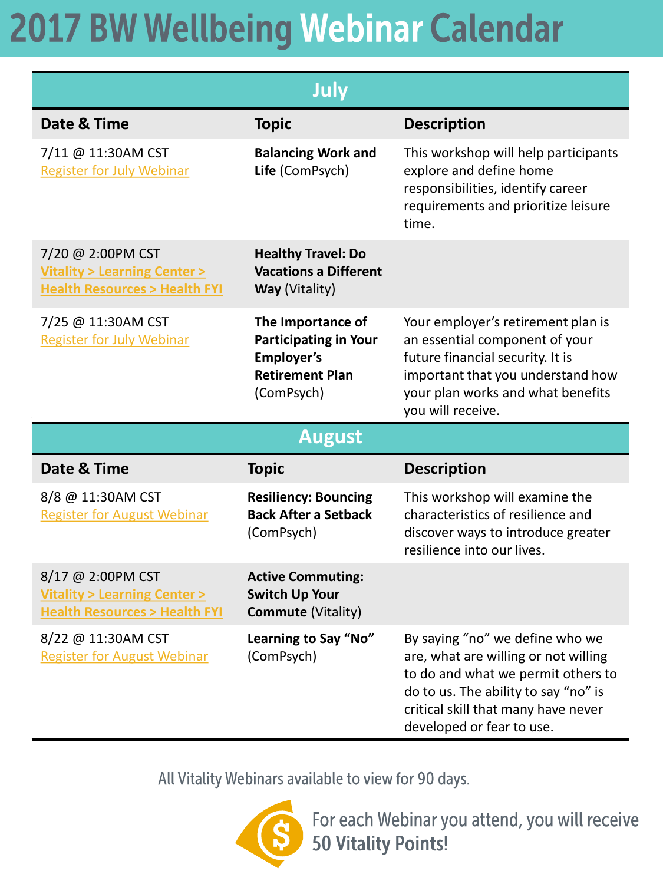# 2017 BW Wellbeing Webinar Calendar

| July | | |
|---|---|---|
| **Date & Time** | **Topic** | **Description** |
| 7/11 @ 11:30AM CST<br>Register for July Webinar | **Balancing Work and Life** (ComPsych) | This workshop will help participants explore and define home responsibilities, identify career requirements and prioritize leisure time. |
| 7/20 @ 2:00PM CST<br>**Vitality > Learning Center > Health Resources > Health FYI** | **Healthy Travel: Do Vacations a Different Way** (Vitality) | |
| 7/25 @ 11:30AM CST<br>Register for July Webinar | **The Importance of Participating in Your Employer's Retirement Plan** (ComPsych) | Your employer's retirement plan is an essential component of your future financial security. It is important that you understand how your plan works and what benefits you will receive. |

| August | | |
|---|---|---|
| **Date & Time** | **Topic** | **Description** |
| 8/8 @ 11:30AM CST<br>Register for August Webinar | **Resiliency: Bouncing Back After a Setback** (ComPsych) | This workshop will examine the characteristics of resilience and discover ways to introduce greater resilience into our lives. |
| 8/17 @ 2:00PM CST<br>**Vitality > Learning Center > Health Resources > Health FYI** | **Active Commuting: Switch Up Your Commute** (Vitality) | |
| 8/22 @ 11:30AM CST<br>Register for August Webinar | **Learning to Say "No"** (ComPsych) | By saying "no" we define who we are, what are willing or not willing to do and what we permit others to do to us. The ability to say "no" is critical skill that many have never developed or fear to use. |

All Vitality Webinars available to view for 90 days.

For each Webinar you attend, you will receive **50 Vitality Points!**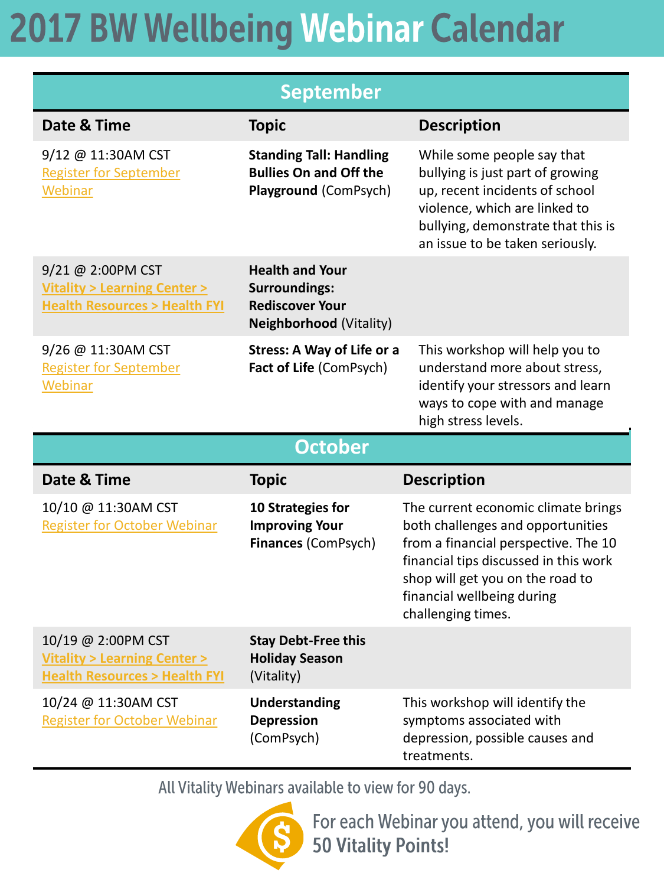# 2017 BW Wellbeing Webinar Calendar

## September

| Date & Time | Topic | Description |
|---|---|---|
| 9/12 @ 11:30AM CST<br>Register for September Webinar | **Standing Tall: Handling Bullies On and Off the Playground** (ComPsych) | While some people say that bullying is just part of growing up, recent incidents of school violence, which are linked to bullying, demonstrate that this is an issue to be taken seriously. |
| 9/21 @ 2:00PM CST<br>**Vitality > Learning Center > Health Resources > Health FYI** | **Health and Your Surroundings: Rediscover Your Neighborhood** (Vitality) | |
| 9/26 @ 11:30AM CST<br>Register for September Webinar | **Stress: A Way of Life or a Fact of Life** (ComPsych) | This workshop will help you to understand more about stress, identify your stressors and learn ways to cope with and manage high stress levels. |

## October

| Date & Time | Topic | Description |
|---|---|---|
| 10/10 @ 11:30AM CST<br>Register for October Webinar | **10 Strategies for Improving Your Finances** (ComPsych) | The current economic climate brings both challenges and opportunities from a financial perspective. The 10 financial tips discussed in this work shop will get you on the road to financial wellbeing during challenging times. |
| 10/19 @ 2:00PM CST<br>**Vitality > Learning Center > Health Resources > Health FYI** | **Stay Debt-Free this Holiday Season** (Vitality) | |
| 10/24 @ 11:30AM CST<br>Register for October Webinar | **Understanding Depression** (ComPsych) | This workshop will identify the symptoms associated with depression, possible causes and treatments. |

All Vitality Webinars available to view for 90 days.

For each Webinar you attend, you will receive **50 Vitality Points!**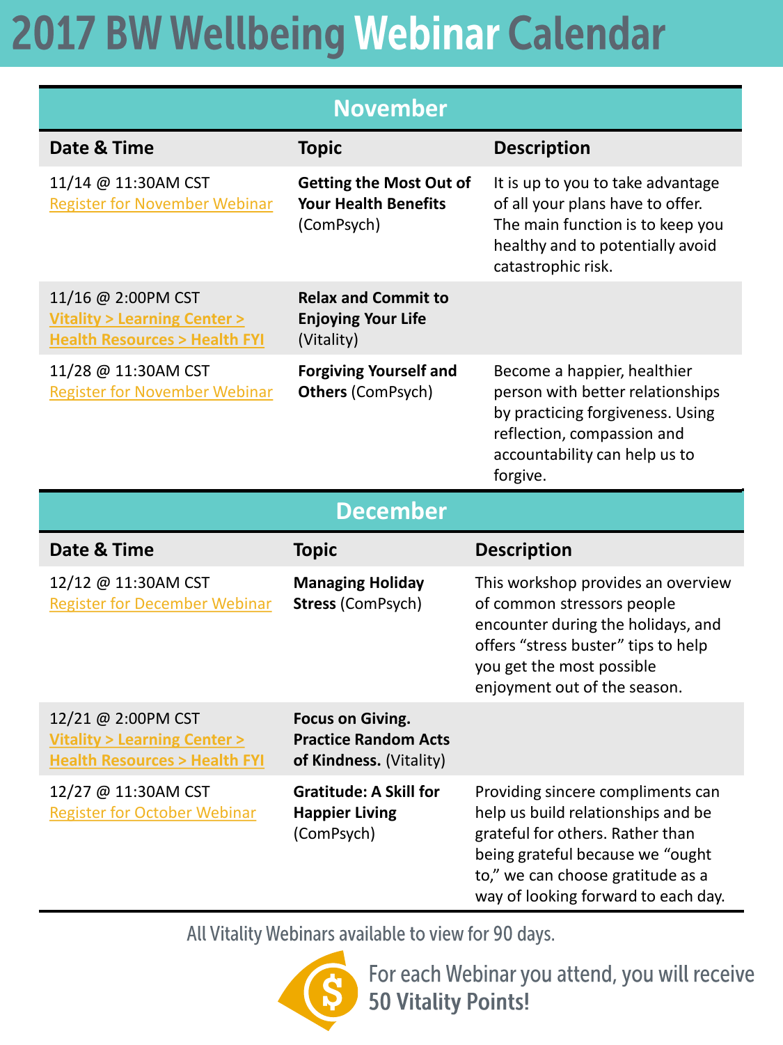# 2017 BW Wellbeing Webinar Calendar

## November

| Date & Time | Topic | Description |
|---|---|---|
| 11/14 @ 11:30AM CST<br>Register for November Webinar | **Getting the Most Out of Your Health Benefits** (ComPsych) | It is up to you to take advantage of all your plans have to offer. The main function is to keep you healthy and to potentially avoid catastrophic risk. |
| 11/16 @ 2:00PM CST<br>**Vitality > Learning Center > Health Resources > Health FYI** | **Relax and Commit to Enjoying Your Life** (Vitality) | |
| 11/28 @ 11:30AM CST<br>Register for November Webinar | **Forgiving Yourself and Others** (ComPsych) | Become a happier, healthier person with better relationships by practicing forgiveness. Using reflection, compassion and accountability can help us to forgive. |

## December

| Date & Time | Topic | Description |
|---|---|---|
| 12/12 @ 11:30AM CST<br>Register for December Webinar | **Managing Holiday Stress** (ComPsych) | This workshop provides an overview of common stressors people encounter during the holidays, and offers "stress buster" tips to help you get the most possible enjoyment out of the season. |
| 12/21 @ 2:00PM CST<br>**Vitality > Learning Center > Health Resources > Health FYI** | **Focus on Giving. Practice Random Acts of Kindness.** (Vitality) | |
| 12/27 @ 11:30AM CST<br>Register for October Webinar | **Gratitude: A Skill for Happier Living** (ComPsych) | Providing sincere compliments can help us build relationships and be grateful for others. Rather than being grateful because we "ought to," we can choose gratitude as a way of looking forward to each day. |

All Vitality Webinars available to view for 90 days.

For each Webinar you attend, you will receive **50 Vitality Points!**